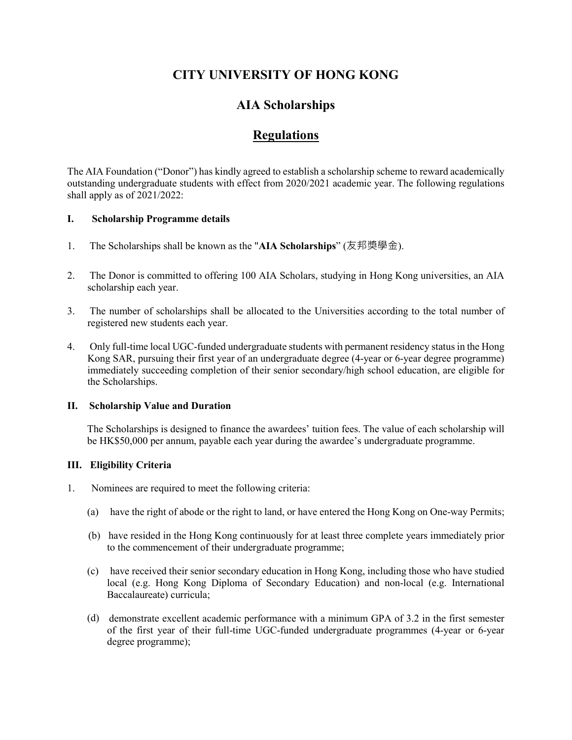# CITY UNIVERSITY OF HONG KONG

## AIA Scholarships

## Regulations

The AIA Foundation ("Donor") has kindly agreed to establish a scholarship scheme to reward academically outstanding undergraduate students with effect from 2020/2021 academic year. The following regulations shall apply as of 2021/2022:

### I. Scholarship Programme details

1. The Scholarships shall be known as the "**AIA Scholarships**" (友邦獎學金).

2. The Donor is committed to offering 100 AIA Scholars, studying in Hong Kong universities, an AIA scholarship each year.

3. The number of scholarships shall be allocated to the Universities according to the total number of registered new students each year.

4. Only full-time local UGC-funded undergraduate students with permanent residency status in the Hong Kong SAR, pursuing their first year of an undergraduate degree (4-year or 6-year degree programme) immediately succeeding completion of their senior secondary/high school education, are eligible for the Scholarships.

### II. Scholarship Value and Duration

The Scholarships is designed to finance the awardees' tuition fees. The value of each scholarship will be HK$50,000 per annum, payable each year during the awardee's undergraduate programme.

### III. Eligibility Criteria

1. Nominees are required to meet the following criteria:

   (a) have the right of abode or the right to land, or have entered the Hong Kong on One-way Permits;

   (b) have resided in the Hong Kong continuously for at least three complete years immediately prior to the commencement of their undergraduate programme;

   (c) have received their senior secondary education in Hong Kong, including those who have studied local (e.g. Hong Kong Diploma of Secondary Education) and non-local (e.g. International Baccalaureate) curricula;

   (d) demonstrate excellent academic performance with a minimum GPA of 3.2 in the first semester of the first year of their full-time UGC-funded undergraduate programmes (4-year or 6-year degree programme);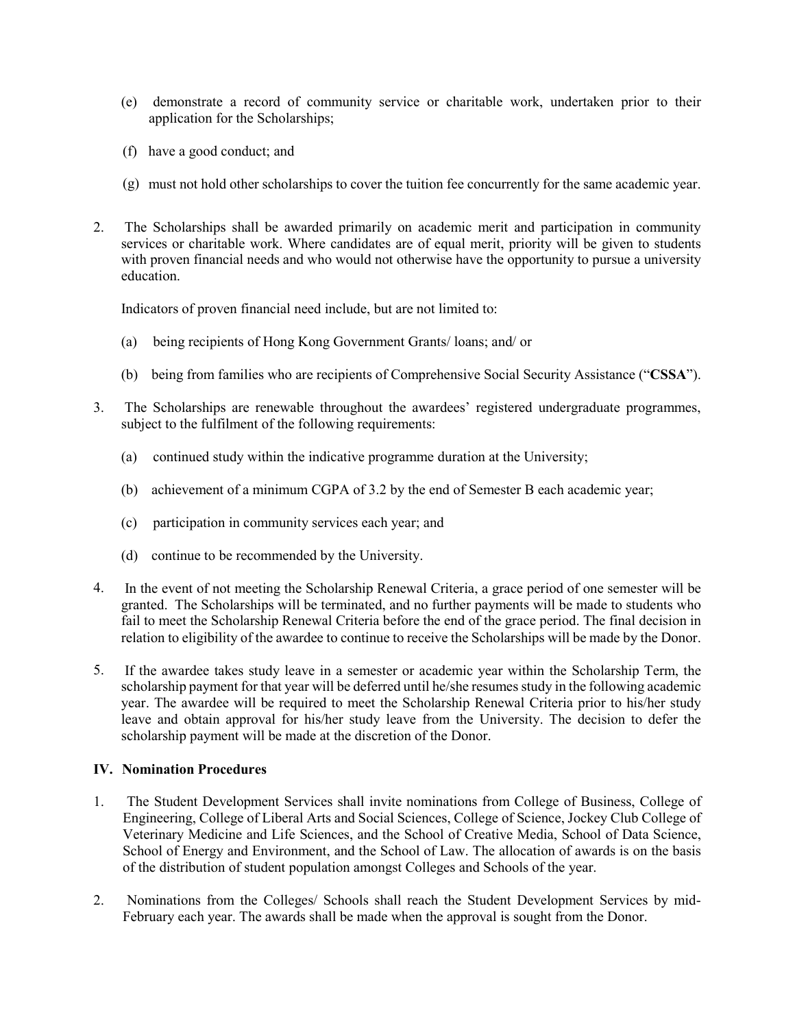(e) demonstrate a record of community service or charitable work, undertaken prior to their application for the Scholarships;

(f) have a good conduct; and

(g) must not hold other scholarships to cover the tuition fee concurrently for the same academic year.

2. The Scholarships shall be awarded primarily on academic merit and participation in community services or charitable work. Where candidates are of equal merit, priority will be given to students with proven financial needs and who would not otherwise have the opportunity to pursue a university education.

   Indicators of proven financial need include, but are not limited to:

   (a) being recipients of Hong Kong Government Grants/ loans; and/ or

   (b) being from families who are recipients of Comprehensive Social Security Assistance ("**CSSA**").

3. The Scholarships are renewable throughout the awardees' registered undergraduate programmes, subject to the fulfilment of the following requirements:

   (a) continued study within the indicative programme duration at the University;

   (b) achievement of a minimum CGPA of 3.2 by the end of Semester B each academic year;

   (c) participation in community services each year; and

   (d) continue to be recommended by the University.

4. In the event of not meeting the Scholarship Renewal Criteria, a grace period of one semester will be granted. The Scholarships will be terminated, and no further payments will be made to students who fail to meet the Scholarship Renewal Criteria before the end of the grace period. The final decision in relation to eligibility of the awardee to continue to receive the Scholarships will be made by the Donor.

5. If the awardee takes study leave in a semester or academic year within the Scholarship Term, the scholarship payment for that year will be deferred until he/she resumes study in the following academic year. The awardee will be required to meet the Scholarship Renewal Criteria prior to his/her study leave and obtain approval for his/her study leave from the University. The decision to defer the scholarship payment will be made at the discretion of the Donor.

## IV. Nomination Procedures

1. The Student Development Services shall invite nominations from College of Business, College of Engineering, College of Liberal Arts and Social Sciences, College of Science, Jockey Club College of Veterinary Medicine and Life Sciences, and the School of Creative Media, School of Data Science, School of Energy and Environment, and the School of Law. The allocation of awards is on the basis of the distribution of student population amongst Colleges and Schools of the year.

2. Nominations from the Colleges/ Schools shall reach the Student Development Services by mid-February each year. The awards shall be made when the approval is sought from the Donor.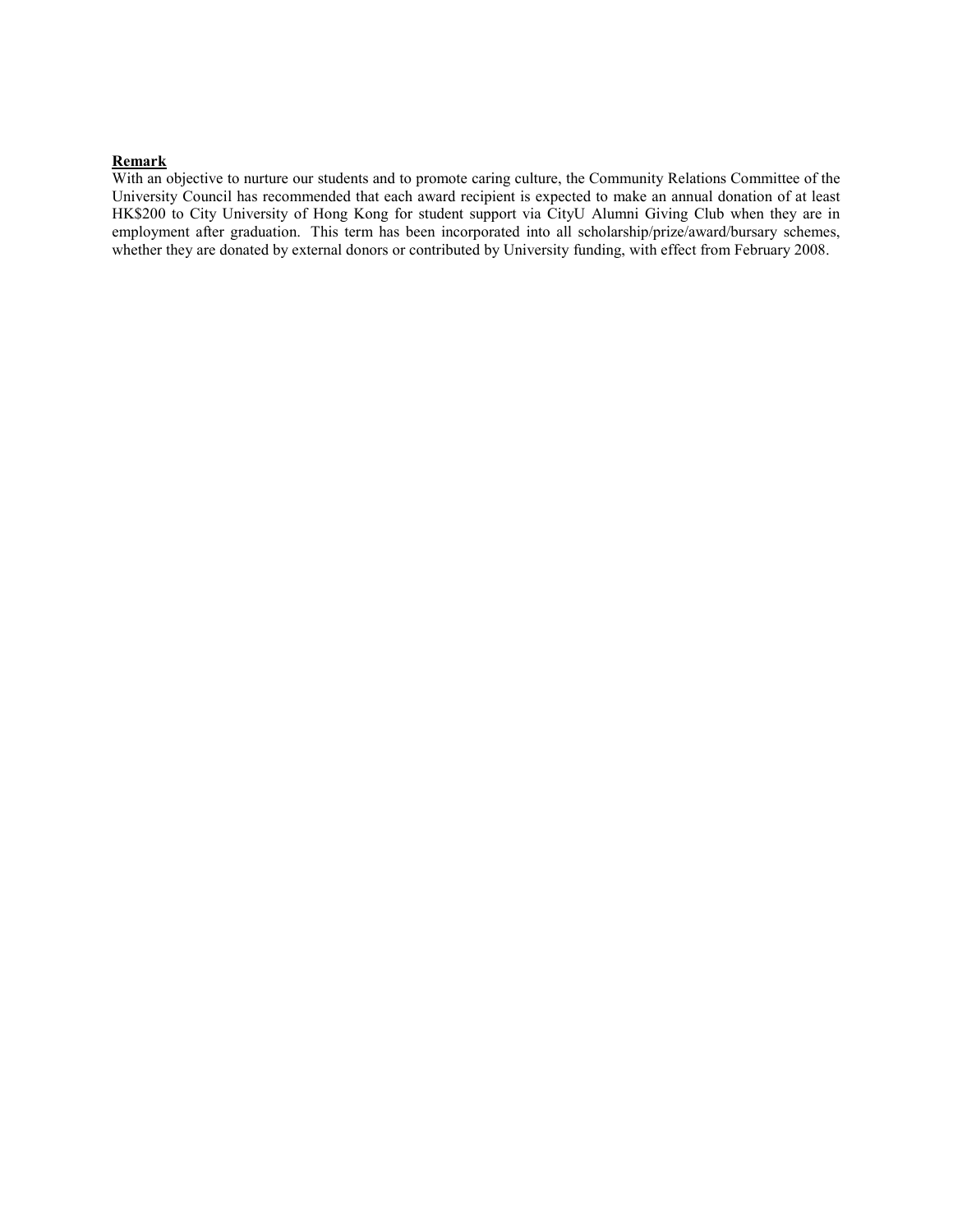**Remark**

With an objective to nurture our students and to promote caring culture, the Community Relations Committee of the University Council has recommended that each award recipient is expected to make an annual donation of at least HK$200 to City University of Hong Kong for student support via CityU Alumni Giving Club when they are in employment after graduation. This term has been incorporated into all scholarship/prize/award/bursary schemes, whether they are donated by external donors or contributed by University funding, with effect from February 2008.